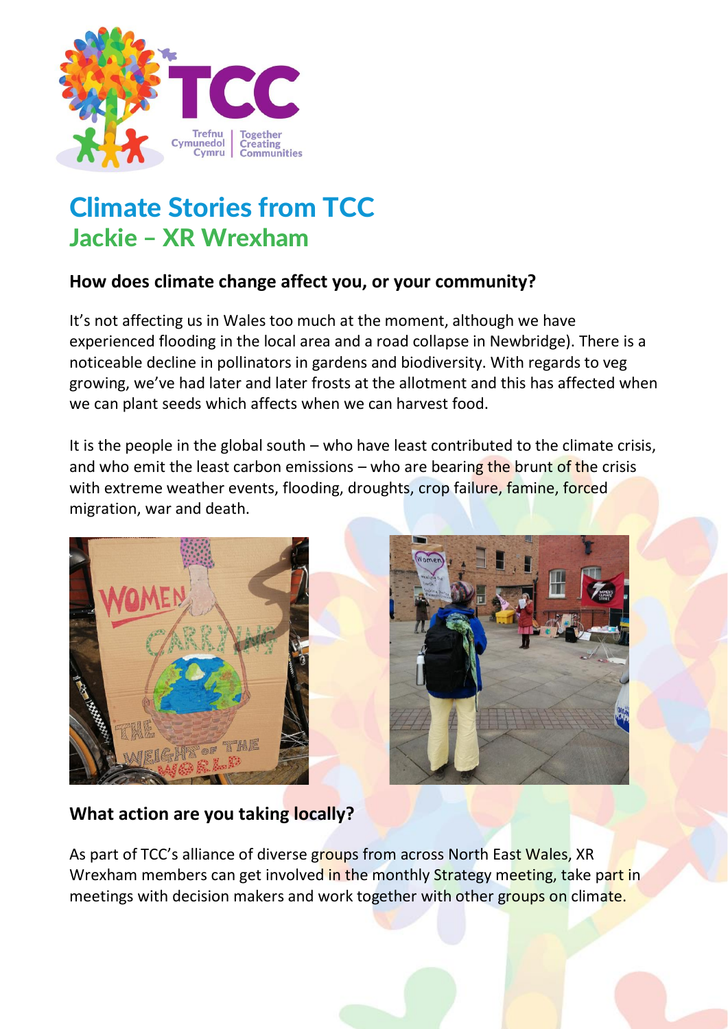# Climate Stories from TCC

## Jackie – XR Wrexham

### How does climate change affect you, or your community?

It's not affecting us in Wales too much at the moment, although we have experienced flooding in the local area and a road collapse in Newbridge). There is a noticeable decline in pollinators in gardens and biodiversity. With regards to veg growing, we've had later and later frosts at the allotment and this has affected when we can plant seeds which affects when we can harvest food.

It is the people in the global south – who have least contributed to the climate crisis, and who emit the least carbon emissions – who are bearing the brunt of the crisis with extreme weather events, flooding, droughts, crop failure, famine, forced migration, war and death.

### What action are you taking locally?

As part of TCC's alliance of diverse groups from across North East Wales, XR Wrexham members can get involved in the monthly Strategy meeting, take part in meetings with decision makers and work together with other groups on climate.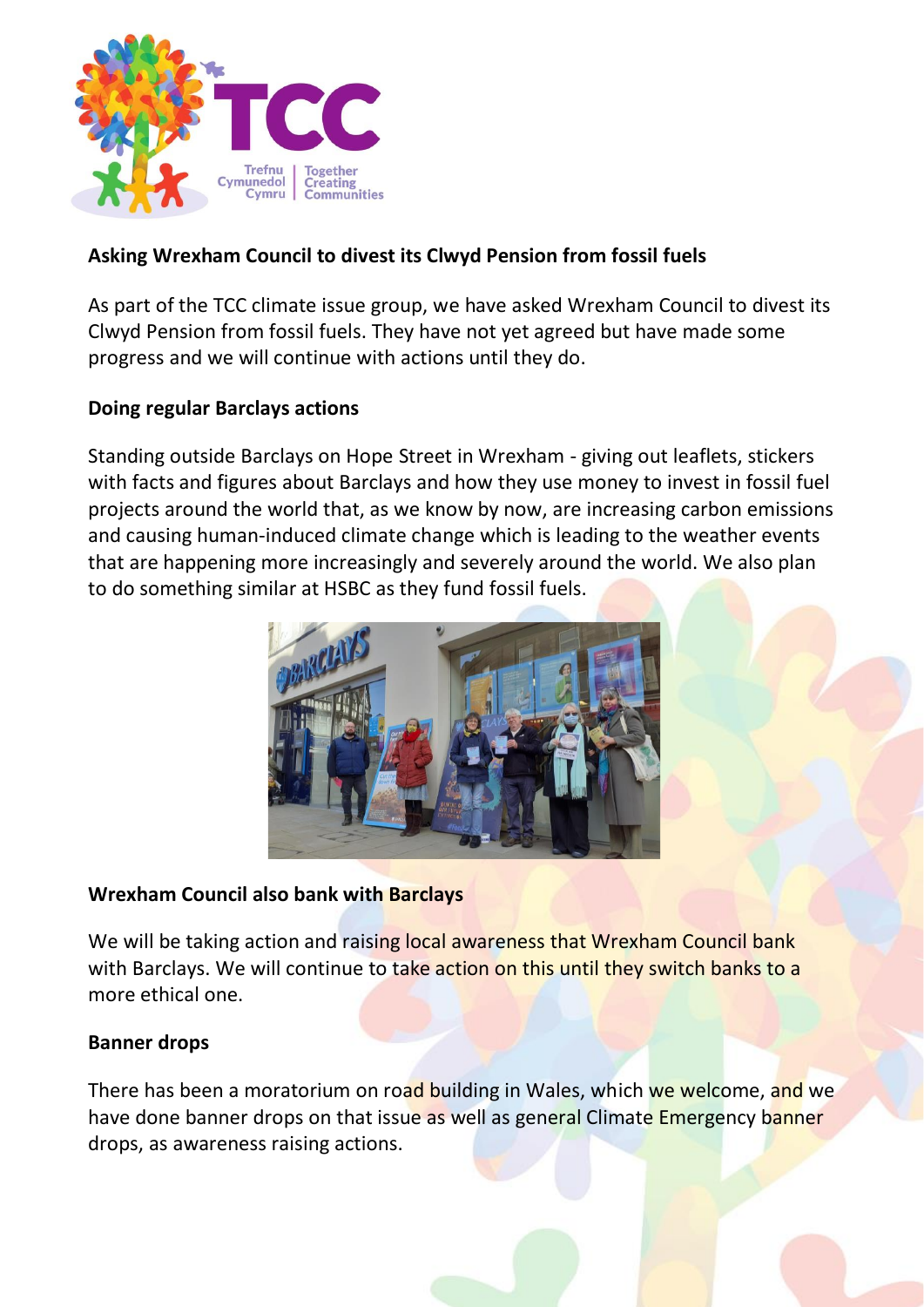## Asking Wrexham Council to divest its Clwyd Pension from fossil fuels

As part of the TCC climate issue group, we have asked Wrexham Council to divest its Clwyd Pension from fossil fuels. They have not yet agreed but have made some progress and we will continue with actions until they do.

## Doing regular Barclays actions

Standing outside Barclays on Hope Street in Wrexham - giving out leaflets, stickers with facts and figures about Barclays and how they use money to invest in fossil fuel projects around the world that, as we know by now, are increasing carbon emissions and causing human-induced climate change which is leading to the weather events that are happening more increasingly and severely around the world. We also plan to do something similar at HSBC as they fund fossil fuels.

## Wrexham Council also bank with Barclays

We will be taking action and raising local awareness that Wrexham Council bank with Barclays. We will continue to take action on this until they switch banks to a more ethical one.

## Banner drops

There has been a moratorium on road building in Wales, which we welcome, and we have done banner drops on that issue as well as general Climate Emergency banner drops, as awareness raising actions.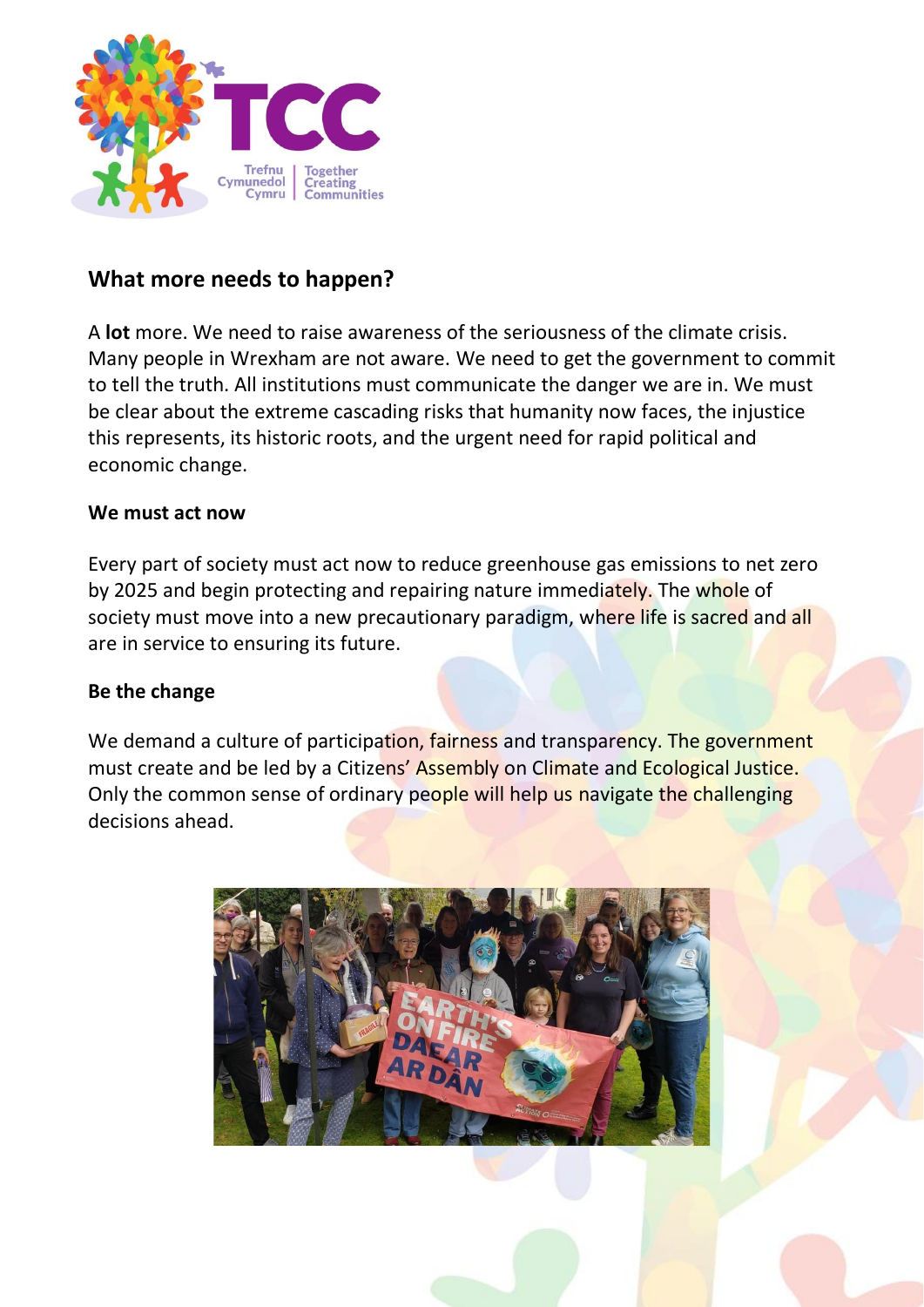## What more needs to happen?

A **lot** more. We need to raise awareness of the seriousness of the climate crisis. Many people in Wrexham are not aware. We need to get the government to commit to tell the truth. All institutions must communicate the danger we are in. We must be clear about the extreme cascading risks that humanity now faces, the injustice this represents, its historic roots, and the urgent need for rapid political and economic change.

### We must act now

Every part of society must act now to reduce greenhouse gas emissions to net zero by 2025 and begin protecting and repairing nature immediately. The whole of society must move into a new precautionary paradigm, where life is sacred and all are in service to ensuring its future.

### Be the change

We demand a culture of participation, fairness and transparency. The government must create and be led by a Citizens' Assembly on Climate and Ecological Justice. Only the common sense of ordinary people will help us navigate the challenging decisions ahead.